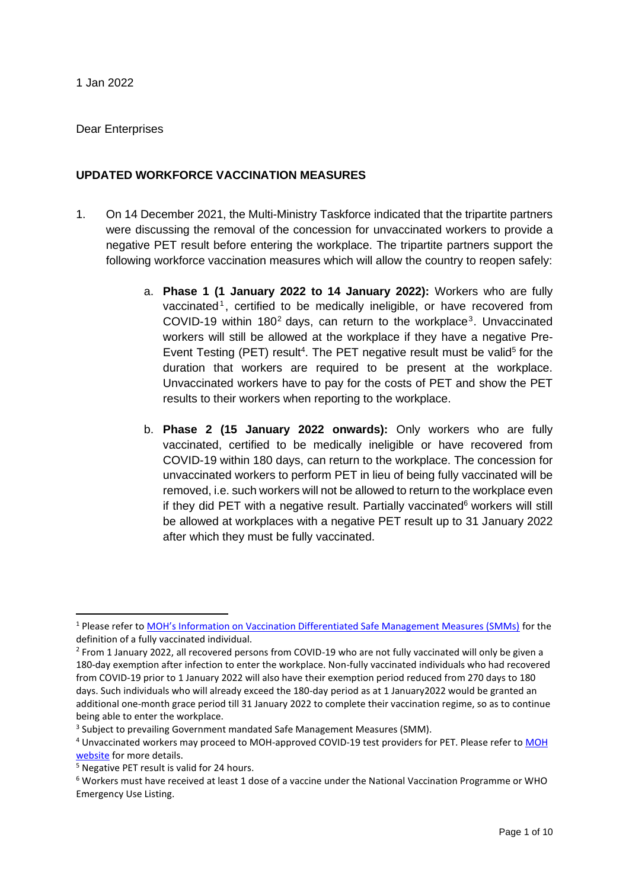1 Jan 2022

Dear Enterprises

**UPDATED WORKFORCE VACCINATION MEASURES**

1. On 14 December 2021, the Multi-Ministry Taskforce indicated that the tripartite partners were discussing the removal of the concession for unvaccinated workers to provide a negative PET result before entering the workplace. The tripartite partners support the following workforce vaccination measures which will allow the country to reopen safely:

   a. **Phase 1 (1 January 2022 to 14 January 2022):** Workers who are fully vaccinated[1], certified to be medically ineligible, or have recovered from COVID-19 within 180[2] days, can return to the workplace[3]. Unvaccinated workers will still be allowed at the workplace if they have a negative Pre-Event Testing (PET) result[4]. The PET negative result must be valid[5] for the duration that workers are required to be present at the workplace. Unvaccinated workers have to pay for the costs of PET and show the PET results to their workers when reporting to the workplace.

   b. **Phase 2 (15 January 2022 onwards):** Only workers who are fully vaccinated, certified to be medically ineligible or have recovered from COVID-19 within 180 days, can return to the workplace. The concession for unvaccinated workers to perform PET in lieu of being fully vaccinated will be removed, i.e. such workers will not be allowed to return to the workplace even if they did PET with a negative result. Partially vaccinated[6] workers will still be allowed at workplaces with a negative PET result up to 31 January 2022 after which they must be fully vaccinated.

---

[1] Please refer to MOH's Information on Vaccination Differentiated Safe Management Measures (SMMs) for the definition of a fully vaccinated individual.

[2] From 1 January 2022, all recovered persons from COVID-19 who are not fully vaccinated will only be given a 180-day exemption after infection to enter the workplace. Non-fully vaccinated individuals who had recovered from COVID-19 prior to 1 January 2022 will also have their exemption period reduced from 270 days to 180 days. Such individuals who will already exceed the 180-day period as at 1 January2022 would be granted an additional one-month grace period till 31 January 2022 to complete their vaccination regime, so as to continue being able to enter the workplace.

[3] Subject to prevailing Government mandated Safe Management Measures (SMM).

[4] Unvaccinated workers may proceed to MOH-approved COVID-19 test providers for PET. Please refer to MOH website for more details.

[5] Negative PET result is valid for 24 hours.

[6] Workers must have received at least 1 dose of a vaccine under the National Vaccination Programme or WHO Emergency Use Listing.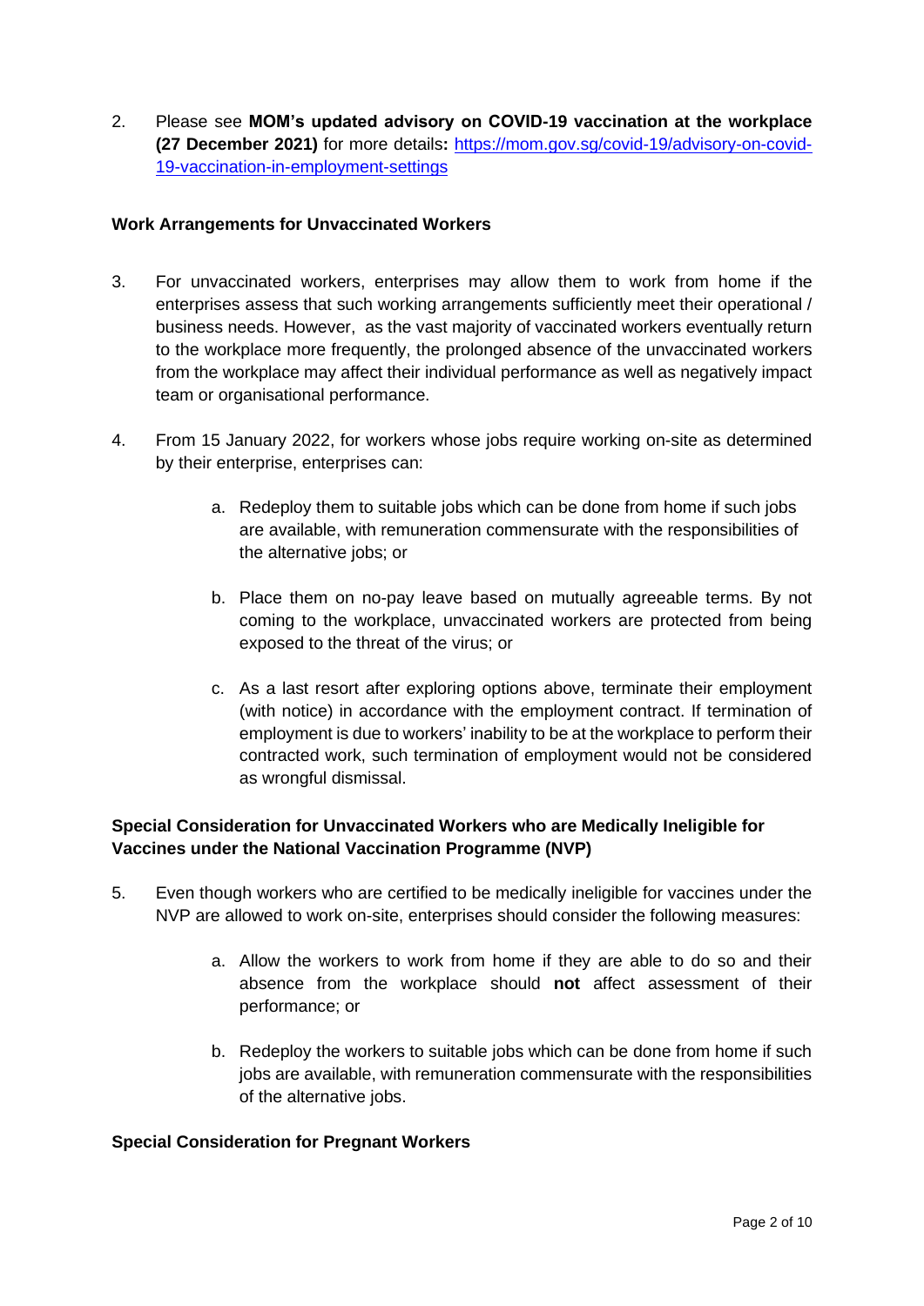2. Please see **MOM's updated advisory on COVID-19 vaccination at the workplace (27 December 2021)** for more details**:** [https://mom.gov.sg/covid-19/advisory-on-covid-19-vaccination-in-employment-settings](https://mom.gov.sg/covid-19/advisory-on-covid-19-vaccination-in-employment-settings)

**Work Arrangements for Unvaccinated Workers**

3. For unvaccinated workers, enterprises may allow them to work from home if the enterprises assess that such working arrangements sufficiently meet their operational / business needs. However, as the vast majority of vaccinated workers eventually return to the workplace more frequently, the prolonged absence of the unvaccinated workers from the workplace may affect their individual performance as well as negatively impact team or organisational performance.

4. From 15 January 2022, for workers whose jobs require working on-site as determined by their enterprise, enterprises can:

   a. Redeploy them to suitable jobs which can be done from home if such jobs are available, with remuneration commensurate with the responsibilities of the alternative jobs; or

   b. Place them on no-pay leave based on mutually agreeable terms. By not coming to the workplace, unvaccinated workers are protected from being exposed to the threat of the virus; or

   c. As a last resort after exploring options above, terminate their employment (with notice) in accordance with the employment contract. If termination of employment is due to workers' inability to be at the workplace to perform their contracted work, such termination of employment would not be considered as wrongful dismissal.

**Special Consideration for Unvaccinated Workers who are Medically Ineligible for Vaccines under the National Vaccination Programme (NVP)**

5. Even though workers who are certified to be medically ineligible for vaccines under the NVP are allowed to work on-site, enterprises should consider the following measures:

   a. Allow the workers to work from home if they are able to do so and their absence from the workplace should **not** affect assessment of their performance; or

   b. Redeploy the workers to suitable jobs which can be done from home if such jobs are available, with remuneration commensurate with the responsibilities of the alternative jobs.

**Special Consideration for Pregnant Workers**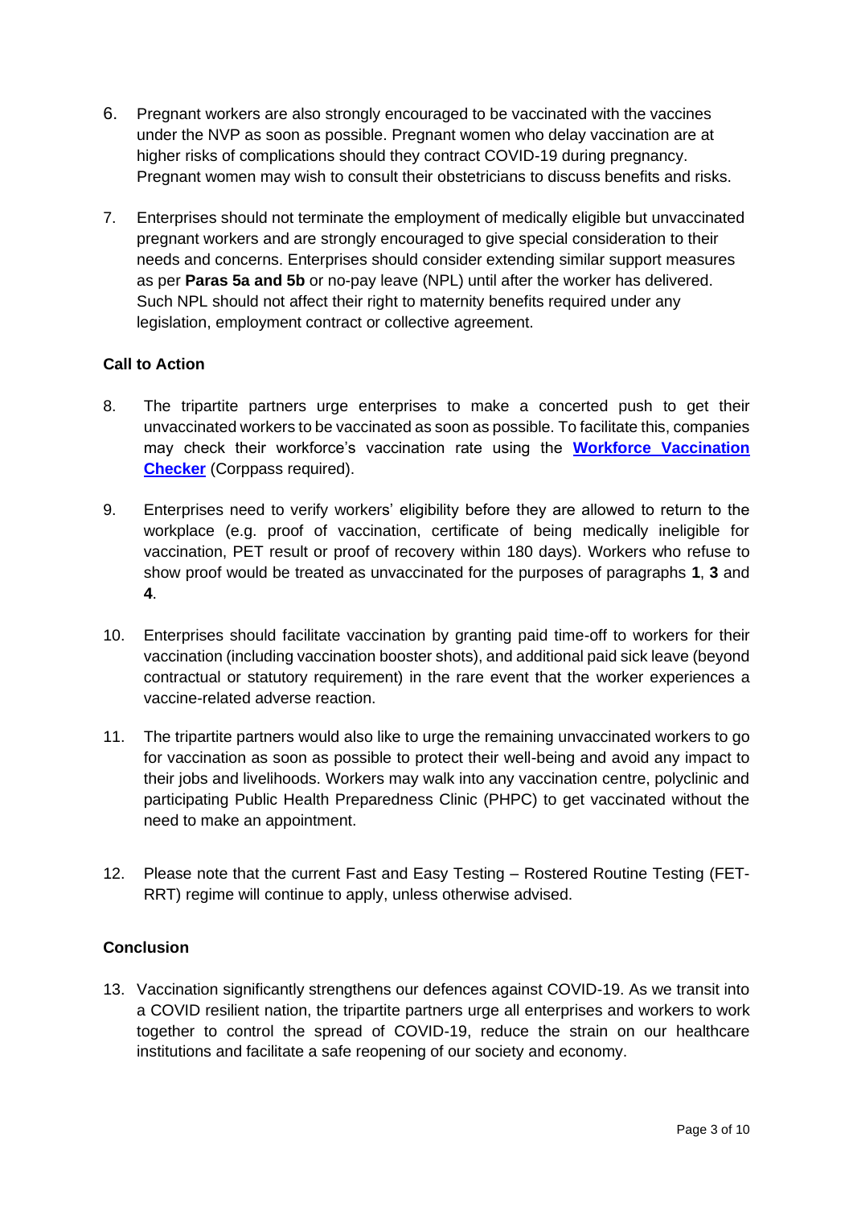6. Pregnant workers are also strongly encouraged to be vaccinated with the vaccines under the NVP as soon as possible. Pregnant women who delay vaccination are at higher risks of complications should they contract COVID-19 during pregnancy. Pregnant women may wish to consult their obstetricians to discuss benefits and risks.

7. Enterprises should not terminate the employment of medically eligible but unvaccinated pregnant workers and are strongly encouraged to give special consideration to their needs and concerns. Enterprises should consider extending similar support measures as per **Paras 5a and 5b** or no-pay leave (NPL) until after the worker has delivered. Such NPL should not affect their right to maternity benefits required under any legislation, employment contract or collective agreement.

**Call to Action**

8. The tripartite partners urge enterprises to make a concerted push to get their unvaccinated workers to be vaccinated as soon as possible. To facilitate this, companies may check their workforce's vaccination rate using the **Workforce Vaccination Checker** (Corppass required).

9. Enterprises need to verify workers' eligibility before they are allowed to return to the workplace (e.g. proof of vaccination, certificate of being medically ineligible for vaccination, PET result or proof of recovery within 180 days). Workers who refuse to show proof would be treated as unvaccinated for the purposes of paragraphs **1**, **3** and **4**.

10. Enterprises should facilitate vaccination by granting paid time-off to workers for their vaccination (including vaccination booster shots), and additional paid sick leave (beyond contractual or statutory requirement) in the rare event that the worker experiences a vaccine-related adverse reaction.

11. The tripartite partners would also like to urge the remaining unvaccinated workers to go for vaccination as soon as possible to protect their well-being and avoid any impact to their jobs and livelihoods. Workers may walk into any vaccination centre, polyclinic and participating Public Health Preparedness Clinic (PHPC) to get vaccinated without the need to make an appointment.

12. Please note that the current Fast and Easy Testing – Rostered Routine Testing (FET-RRT) regime will continue to apply, unless otherwise advised.

**Conclusion**

13. Vaccination significantly strengthens our defences against COVID-19. As we transit into a COVID resilient nation, the tripartite partners urge all enterprises and workers to work together to control the spread of COVID-19, reduce the strain on our healthcare institutions and facilitate a safe reopening of our society and economy.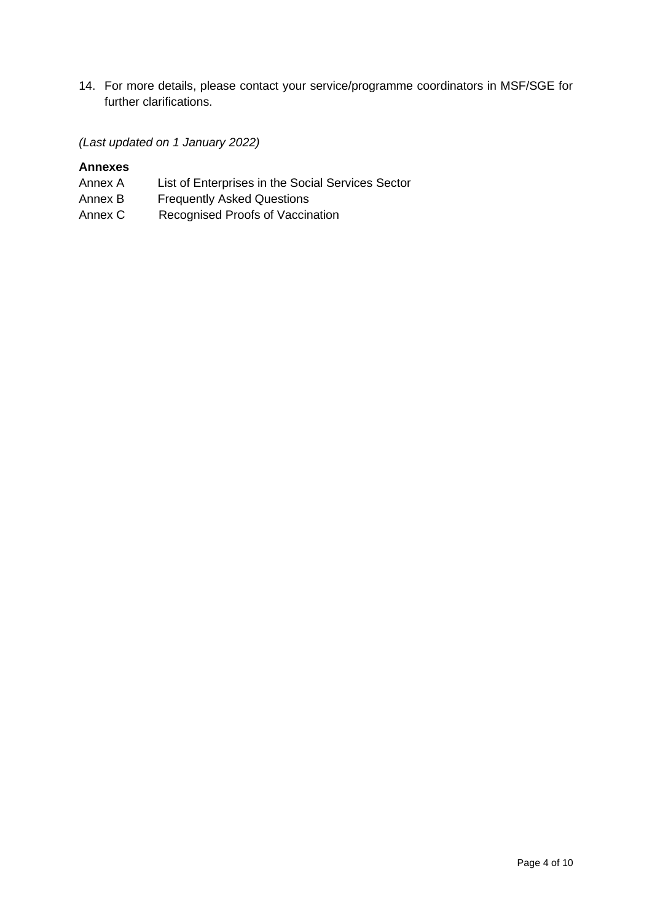14. For more details, please contact your service/programme coordinators in MSF/SGE for further clarifications.

*(Last updated on 1 January 2022)*

**Annexes**

Annex A List of Enterprises in the Social Services Sector
Annex B Frequently Asked Questions
Annex C Recognised Proofs of Vaccination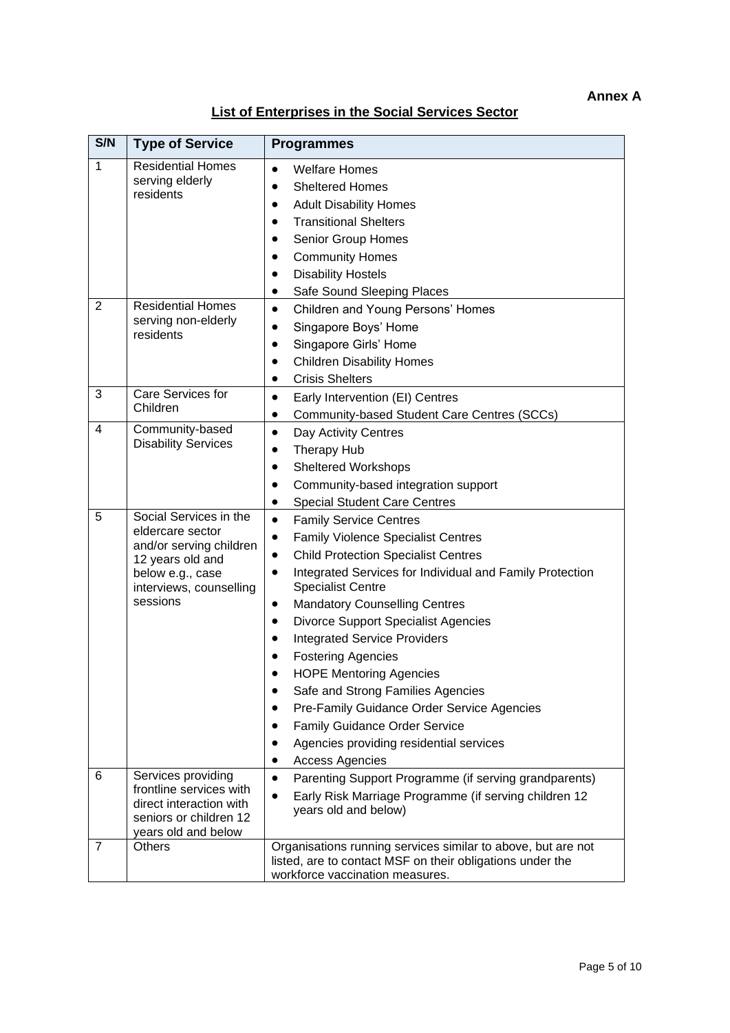**Annex A**

## List of Enterprises in the Social Services Sector

| S/N | Type of Service | Programmes |
|---|---|---|
| 1 | Residential Homes serving elderly residents | • Welfare Homes<br>• Sheltered Homes<br>• Adult Disability Homes<br>• Transitional Shelters<br>• Senior Group Homes<br>• Community Homes<br>• Disability Hostels<br>• Safe Sound Sleeping Places |
| 2 | Residential Homes serving non-elderly residents | • Children and Young Persons' Homes<br>• Singapore Boys' Home<br>• Singapore Girls' Home<br>• Children Disability Homes<br>• Crisis Shelters |
| 3 | Care Services for Children | • Early Intervention (EI) Centres<br>• Community-based Student Care Centres (SCCs) |
| 4 | Community-based Disability Services | • Day Activity Centres<br>• Therapy Hub<br>• Sheltered Workshops<br>• Community-based integration support<br>• Special Student Care Centres |
| 5 | Social Services in the eldercare sector and/or serving children 12 years old and below e.g., case interviews, counselling sessions | • Family Service Centres<br>• Family Violence Specialist Centres<br>• Child Protection Specialist Centres<br>• Integrated Services for Individual and Family Protection Specialist Centre<br>• Mandatory Counselling Centres<br>• Divorce Support Specialist Agencies<br>• Integrated Service Providers<br>• Fostering Agencies<br>• HOPE Mentoring Agencies<br>• Safe and Strong Families Agencies<br>• Pre-Family Guidance Order Service Agencies<br>• Family Guidance Order Service<br>• Agencies providing residential services<br>• Access Agencies |
| 6 | Services providing frontline services with direct interaction with seniors or children 12 years old and below | • Parenting Support Programme (if serving grandparents)<br>• Early Risk Marriage Programme (if serving children 12 years old and below) |
| 7 | Others | Organisations running services similar to above, but are not listed, are to contact MSF on their obligations under the workforce vaccination measures. |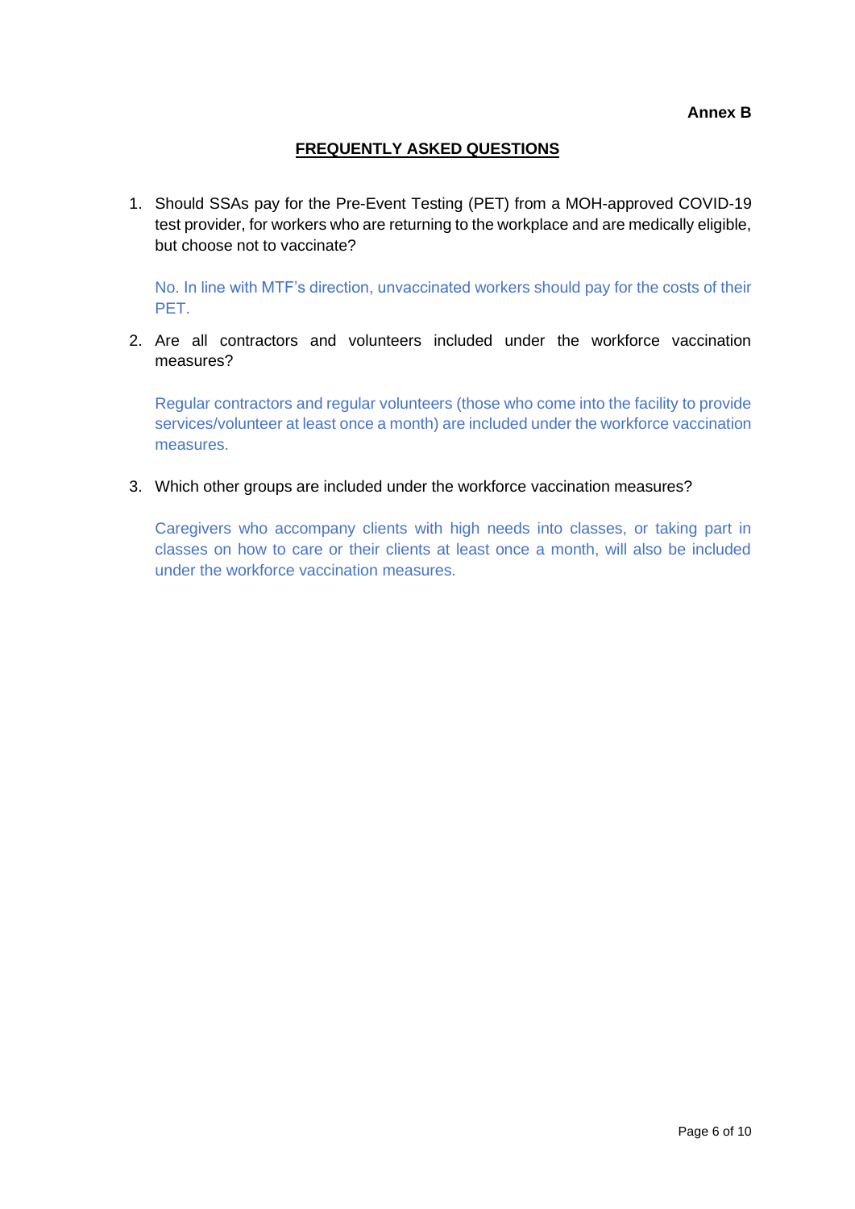**Annex B**

## FREQUENTLY ASKED QUESTIONS

1. Should SSAs pay for the Pre-Event Testing (PET) from a MOH-approved COVID-19 test provider, for workers who are returning to the workplace and are medically eligible, but choose not to vaccinate?

   No. In line with MTF's direction, unvaccinated workers should pay for the costs of their PET.

2. Are all contractors and volunteers included under the workforce vaccination measures?

   Regular contractors and regular volunteers (those who come into the facility to provide services/volunteer at least once a month) are included under the workforce vaccination measures.

3. Which other groups are included under the workforce vaccination measures?

   Caregivers who accompany clients with high needs into classes, or taking part in classes on how to care or their clients at least once a month, will also be included under the workforce vaccination measures.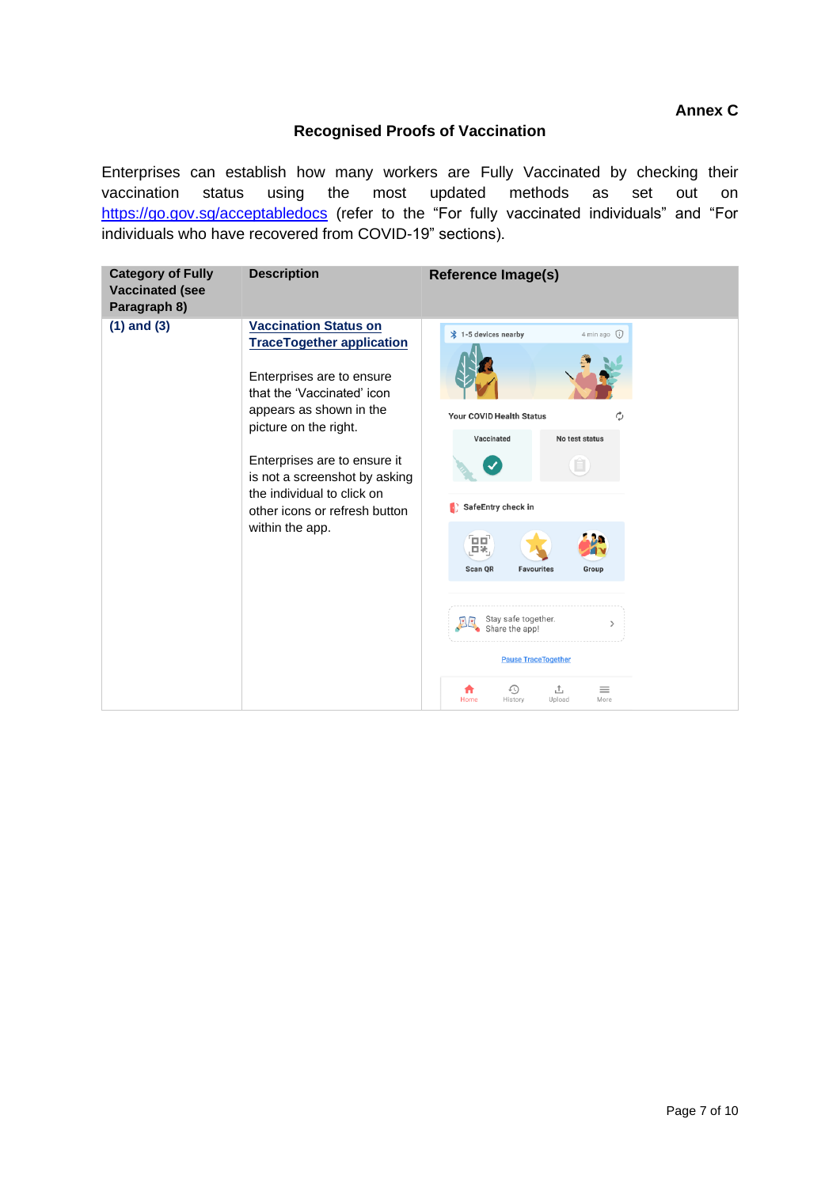**Annex C**

## Recognised Proofs of Vaccination

Enterprises can establish how many workers are Fully Vaccinated by checking their vaccination status using the most updated methods as set out on https://go.gov.sg/acceptabledocs (refer to the "For fully vaccinated individuals" and "For individuals who have recovered from COVID-19" sections).

| Category of Fully Vaccinated (see Paragraph 8) | Description | Reference Image(s) |
|---|---|---|
| **(1) and (3)** | **Vaccination Status on TraceTogether application**<br><br>Enterprises are to ensure that the 'Vaccinated' icon appears as shown in the picture on the right.<br><br>Enterprises are to ensure it is not a screenshot by asking the individual to click on other icons or refresh button within the app. | |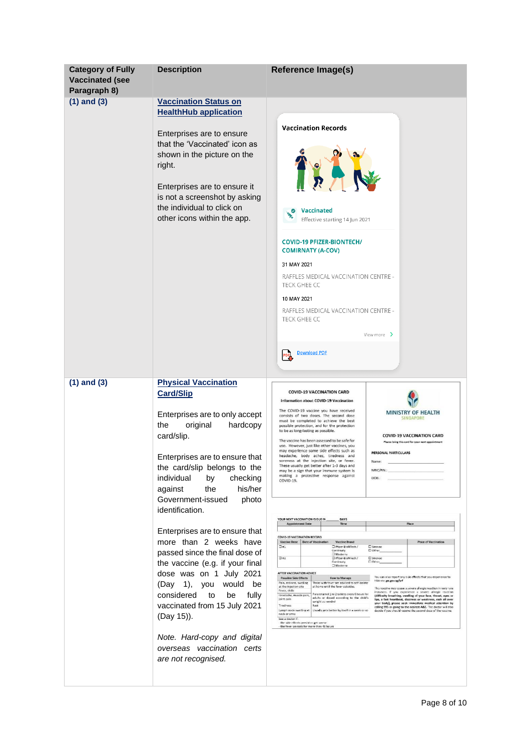| Category of Fully Vaccinated (see Paragraph 8) | Description | Reference Image(s) |
|---|---|---|
| **(1) and (3)** | **Vaccination Status on HealthHub application**<br><br>Enterprises are to ensure that the 'Vaccinated' icon as shown in the picture on the right.<br><br>Enterprises are to ensure it is not a screenshot by asking the individual to click on other icons within the app. | Vaccination Records<br>Vaccinated<br>Effective starting 14 Jun 2021<br>COVID-19 PFIZER-BIONTECH/ COMIRNATY (A-COV)<br>31 MAY 2021<br>RAFFLES MEDICAL VACCINATION CENTRE - TECK GHEE CC<br>10 MAY 2021<br>RAFFLES MEDICAL VACCINATION CENTRE - TECK GHEE CC<br>View more<br>Download PDF |
| **(1) and (3)** | **Physical Vaccination Card/Slip**<br><br>Enterprises are to only accept the original hardcopy card/slip.<br><br>Enterprises are to ensure that the card/slip belongs to the individual by checking against the his/her Government-issued photo identification.<br><br>Enterprises are to ensure that more than 2 weeks have passed since the final dose of the vaccine (e.g. if your final dose was on 1 July 2021 (Day 1), you would be considered to be fully vaccinated from 15 July 2021 (Day 15)).<br><br>*Note. Hard-copy and digital overseas vaccination certs are not recognised.* | COVID-19 VACCINATION CARD<br>Information about COVID-19 Vaccination<br>The COVID-19 vaccine you have received consists of two doses. The second dose must be completed to achieve the best possible protection, and for the protection to be as long-lasting as possible.<br>The vaccine has been assessed to be safe for use. However, just like other vaccines, you may experience some side effects such as headache, body aches, tiredness and soreness at the injection site, or fever. These usually get better after 1-3 days and may be a sign that your immune system is making a protective response against COVID-19.<br>MINISTRY OF HEALTH SINGAPORE<br>COVID-19 VACCINATION CARD<br>PERSONAL PARTICULARS<br>Name:<br>NRIC/FIN:<br>DOB: |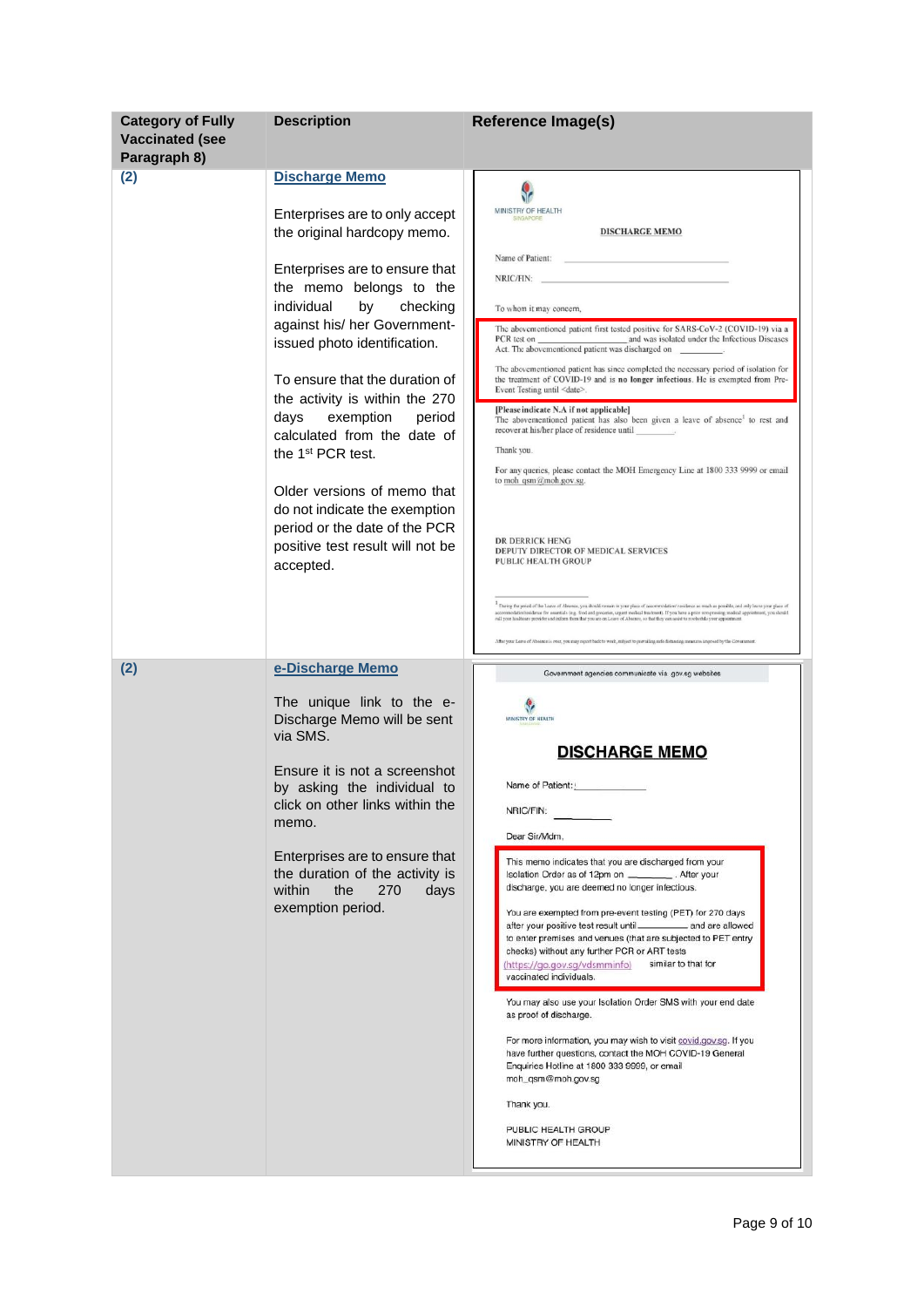| Category of Fully Vaccinated (see Paragraph 8) | Description | Reference Image(s) |
|---|---|---|
| (2) | **Discharge Memo**<br><br>Enterprises are to only accept the original hardcopy memo.<br><br>Enterprises are to ensure that the memo belongs to the individual by checking against his/ her Government-issued photo identification.<br><br>To ensure that the duration of the activity is within the 270 days exemption period calculated from the date of the 1st PCR test.<br><br>Older versions of memo that do not indicate the exemption period or the date of the PCR positive test result will not be accepted. | MINISTRY OF HEALTH SINGAPORE<br><br>DISCHARGE MEMO<br><br>Name of Patient: \_\_\_\_\_\_\_\_<br>NRIC/FIN: \_\_\_\_\_\_\_\_<br><br>To whom it may concern,<br><br>The abovementioned patient first tested positive for SARS-CoV-2 (COVID-19) via a PCR test on \_\_\_\_\_\_ and was isolated under the Infectious Diseases Act. The abovementioned patient was discharged on \_\_\_\_\_\_.<br><br>The abovementioned patient has since completed the necessary period of isolation for the treatment of COVID-19 and is no longer infectious. He is exempted from Pre-Event Testing until <date>.<br><br>[Please indicate N.A if not applicable]<br>The abovementioned patient has also been given a leave of absence[1] to rest and recover at his/her place of residence until \_\_\_\_\_\_.<br><br>Thank you.<br><br>For any queries, please contact the MOH Emergency Line at 1800 333 9999 or email to moh_qsm@moh.gov.sg.<br><br>DR DERRICK HENG<br>DEPUTY DIRECTOR OF MEDICAL SERVICES<br>PUBLIC HEALTH GROUP |
| (2) | **e-Discharge Memo**<br><br>The unique link to the e-Discharge Memo will be sent via SMS.<br><br>Ensure it is not a screenshot by asking the individual to click on other links within the memo.<br><br>Enterprises are to ensure that the duration of the activity is within the 270 days exemption period. | Government agencies communicate via .gov.sg websites<br><br>MINISTRY OF HEALTH<br><br>DISCHARGE MEMO<br><br>Name of Patient: \_\_\_\_\_\_\_\_<br>NRIC/FIN: \_\_\_\_\_\_\_\_<br><br>Dear Sir/Mdm,<br><br>This memo indicates that you are discharged from your Isolation Order as of 12pm on \_\_\_\_\_\_. After your discharge, you are deemed no longer infectious.<br><br>You are exempted from pre-event testing (PET) for 270 days after your positive test result until \_\_\_\_\_\_ and are allowed to enter premises and venues (that are subjected to PET entry checks) without any further PCR or ART tests (https://go.gov.sg/vdsmminfo) similar to that for vaccinated individuals.<br><br>You may also use your Isolation Order SMS with your end date as proof of discharge.<br><br>For more information, you may wish to visit covid.gov.sg. If you have further questions, contact the MOH COVID-19 General Enquiries Hotline at 1800 333 9999, or email moh_qsm@moh.gov.sg<br><br>Thank you.<br><br>PUBLIC HEALTH GROUP<br>MINISTRY OF HEALTH |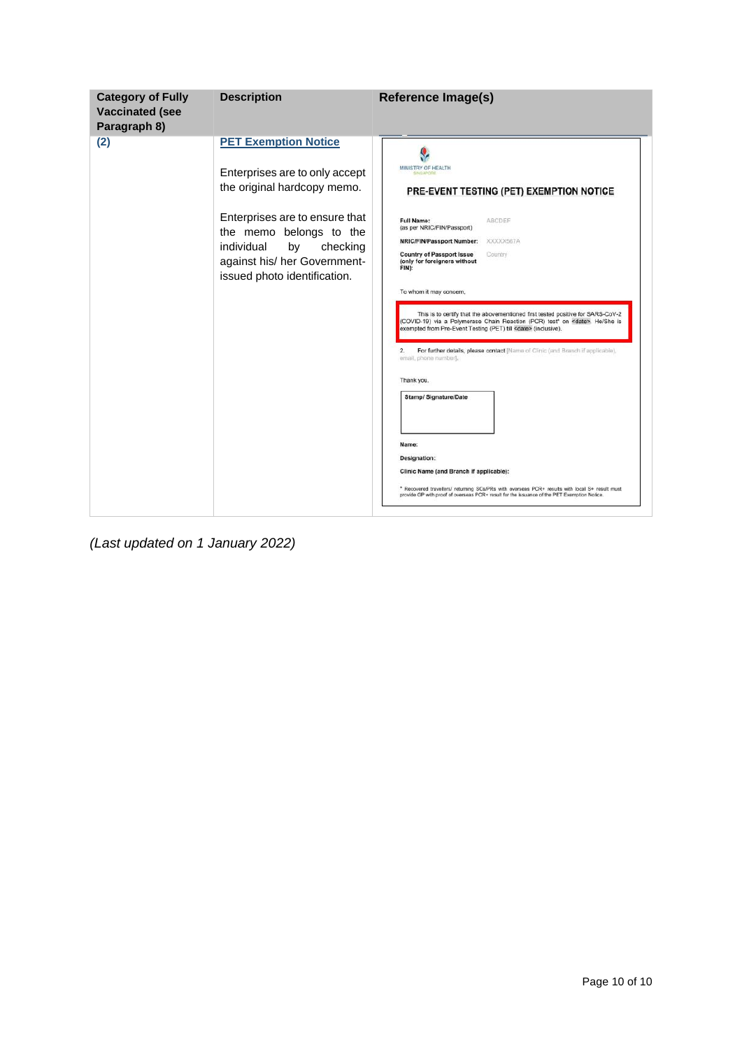| Category of Fully Vaccinated (see Paragraph 8) | Description | Reference Image(s) |
| --- | --- | --- |
| (2) | **PET Exemption Notice**<br><br>Enterprises are to only accept the original hardcopy memo.<br><br>Enterprises are to ensure that the memo belongs to the individual by checking against his/ her Government-issued photo identification. | MINISTRY OF HEALTH SINGAPORE<br><br>**PRE-EVENT TESTING (PET) EXEMPTION NOTICE**<br><br>**Full Name:** (as per NRIC/FIN/Passport) ABCDEF<br>**NRIC/FIN/Passport Number:** XXXXX567A<br>**Country of Passport Issue (only for foreigners without FIN):** Country<br><br>To whom it may concern,<br><br>This is to certify that the abovementioned first tested positive for SARS-CoV-2 (COVID-19) via a Polymerase Chain Reaction (PCR) test* on <date>. He/She is exempted from Pre-Event Testing (PET) till <date> (inclusive).<br><br>2. For further details, please contact [Name of Clinic (and Branch if applicable), email, phone number].<br><br>Thank you.<br><br>**Stamp/ Signature/Date**<br><br>**Name:**<br>**Designation:**<br>**Clinic Name (and Branch if applicable):**<br><br>* Recovered travellers/ returning SCs/PRs with overseas PCR+ results with local S+ result must provide GP with proof of overseas PCR+ result for the issuance of the PET Exemption Notice. |

*(Last updated on 1 January 2022)*